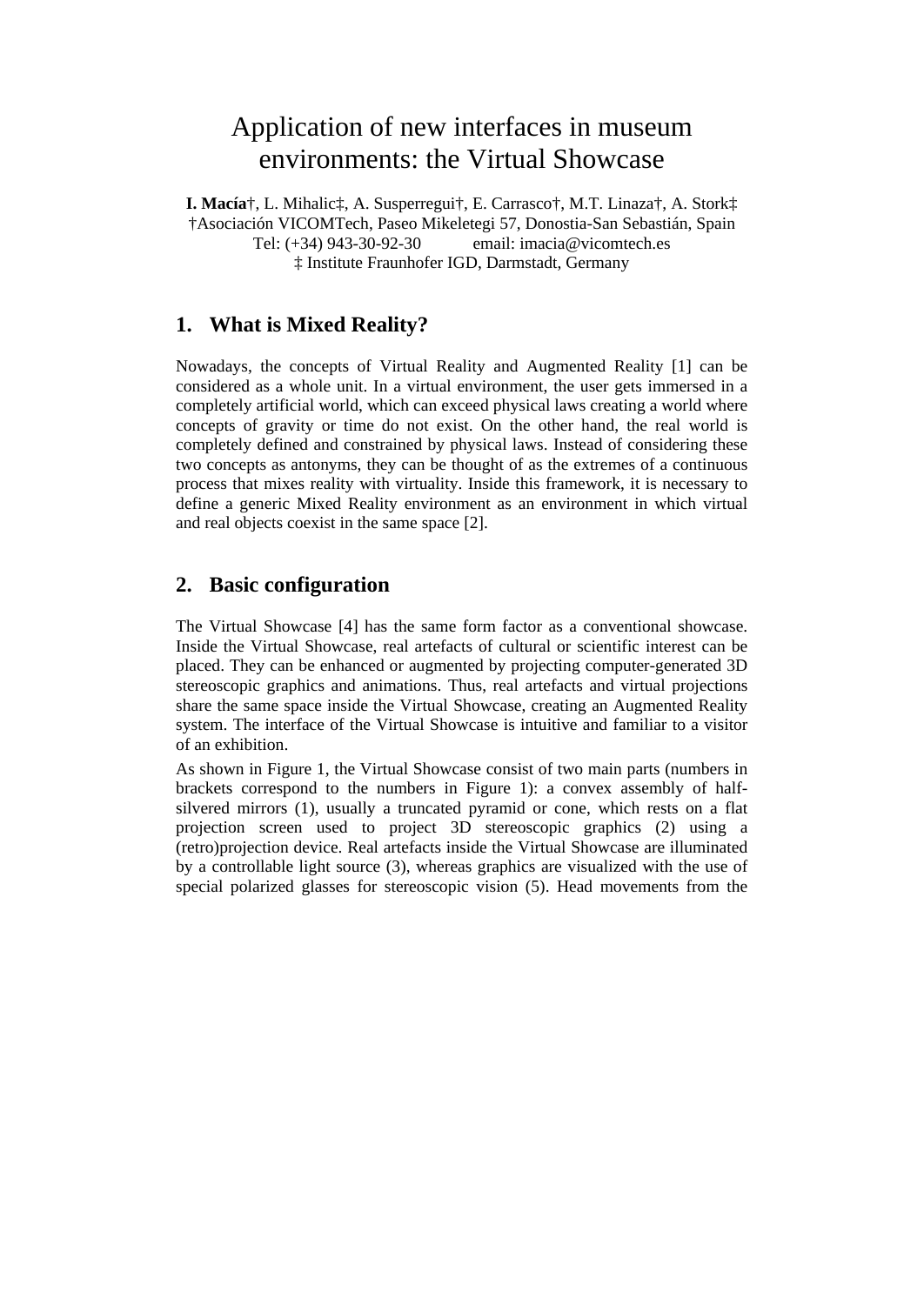# Application of new interfaces in museum environments: the Virtual Showcase

**I. Macía**†, L. Mihalic‡, A. Susperregui†, E. Carrasco†, M.T. Linaza†, A. Stork‡
†Asociación VICOMTech, Paseo Mikeletegi 57, Donostia-San Sebastián, Spain
Tel: (+34) 943-30-92-30 email: imacia@vicomtech.es
‡ Institute Fraunhofer IGD, Darmstadt, Germany

## 1. What is Mixed Reality?

Nowadays, the concepts of Virtual Reality and Augmented Reality [1] can be considered as a whole unit. In a virtual environment, the user gets immersed in a completely artificial world, which can exceed physical laws creating a world where concepts of gravity or time do not exist. On the other hand, the real world is completely defined and constrained by physical laws. Instead of considering these two concepts as antonyms, they can be thought of as the extremes of a continuous process that mixes reality with virtuality. Inside this framework, it is necessary to define a generic Mixed Reality environment as an environment in which virtual and real objects coexist in the same space [2].

## 2. Basic configuration

The Virtual Showcase [4] has the same form factor as a conventional showcase. Inside the Virtual Showcase, real artefacts of cultural or scientific interest can be placed. They can be enhanced or augmented by projecting computer-generated 3D stereoscopic graphics and animations. Thus, real artefacts and virtual projections share the same space inside the Virtual Showcase, creating an Augmented Reality system. The interface of the Virtual Showcase is intuitive and familiar to a visitor of an exhibition.

As shown in Figure 1, the Virtual Showcase consist of two main parts (numbers in brackets correspond to the numbers in Figure 1): a convex assembly of half-silvered mirrors (1), usually a truncated pyramid or cone, which rests on a flat projection screen used to project 3D stereoscopic graphics (2) using a (retro)projection device. Real artefacts inside the Virtual Showcase are illuminated by a controllable light source (3), whereas graphics are visualized with the use of special polarized glasses for stereoscopic vision (5). Head movements from the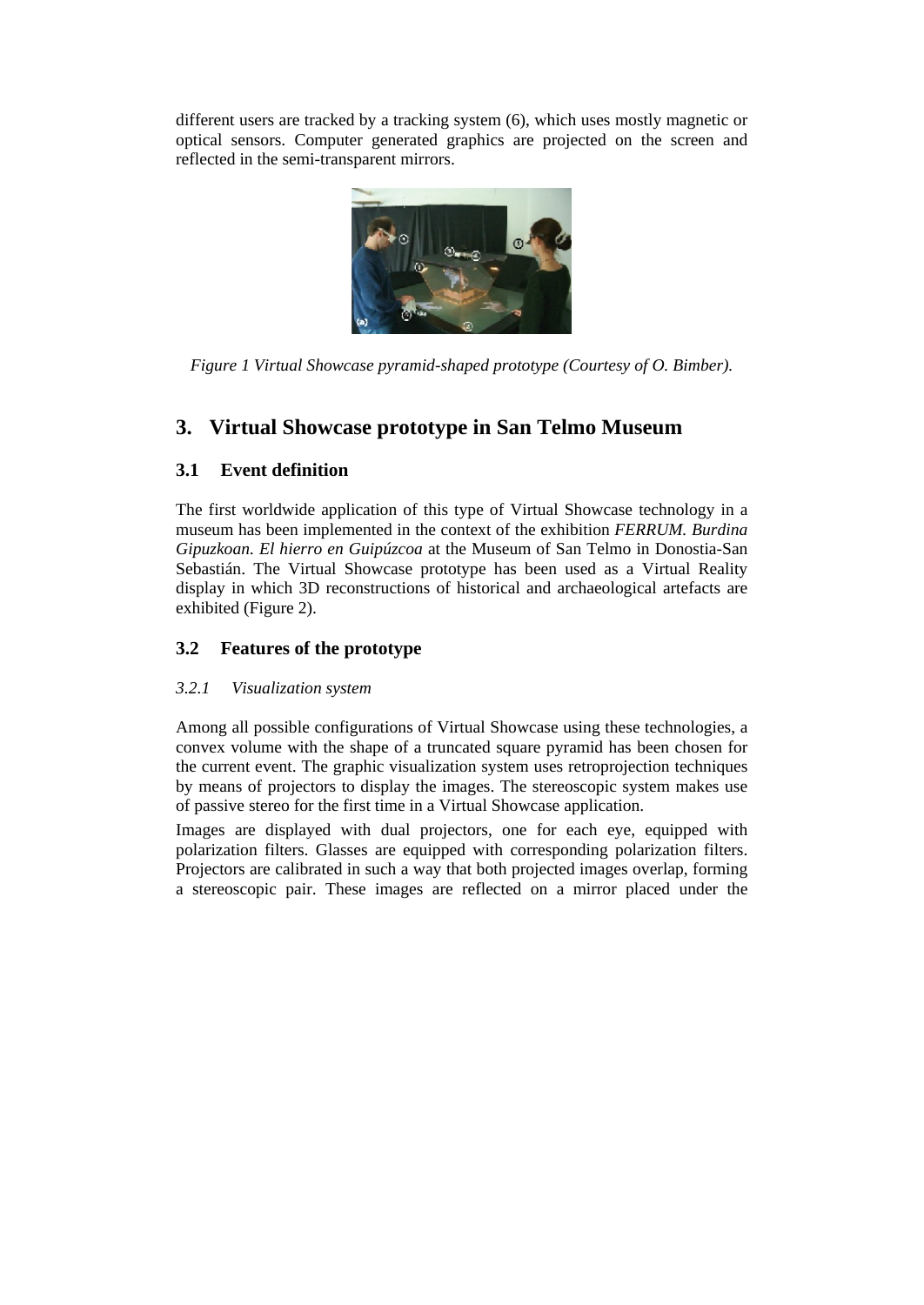different users are tracked by a tracking system (6), which uses mostly magnetic or optical sensors. Computer generated graphics are projected on the screen and reflected in the semi-transparent mirrors.

*Figure 1 Virtual Showcase pyramid-shaped prototype (Courtesy of O. Bimber).*

## 3. Virtual Showcase prototype in San Telmo Museum

### 3.1 Event definition

The first worldwide application of this type of Virtual Showcase technology in a museum has been implemented in the context of the exhibition *FERRUM. Burdina Gipuzkoan. El hierro en Guipúzcoa* at the Museum of San Telmo in Donostia-San Sebastián. The Virtual Showcase prototype has been used as a Virtual Reality display in which 3D reconstructions of historical and archaeological artefacts are exhibited (Figure 2).

### 3.2 Features of the prototype

#### *3.2.1 Visualization system*

Among all possible configurations of Virtual Showcase using these technologies, a convex volume with the shape of a truncated square pyramid has been chosen for the current event. The graphic visualization system uses retroprojection techniques by means of projectors to display the images. The stereoscopic system makes use of passive stereo for the first time in a Virtual Showcase application.

Images are displayed with dual projectors, one for each eye, equipped with polarization filters. Glasses are equipped with corresponding polarization filters. Projectors are calibrated in such a way that both projected images overlap, forming a stereoscopic pair. These images are reflected on a mirror placed under the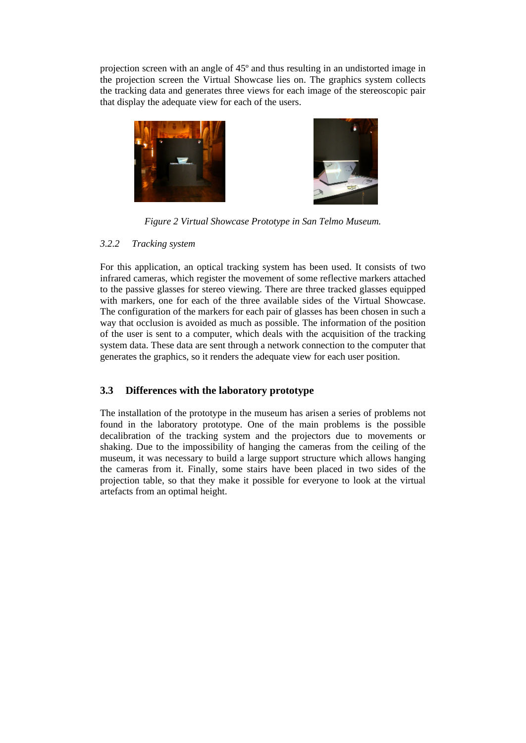projection screen with an angle of 45º and thus resulting in an undistorted image in the projection screen the Virtual Showcase lies on. The graphics system collects the tracking data and generates three views for each image of the stereoscopic pair that display the adequate view for each of the users.

*Figure 2 Virtual Showcase Prototype in San Telmo Museum.*

#### *3.2.2 Tracking system*

For this application, an optical tracking system has been used. It consists of two infrared cameras, which register the movement of some reflective markers attached to the passive glasses for stereo viewing. There are three tracked glasses equipped with markers, one for each of the three available sides of the Virtual Showcase. The configuration of the markers for each pair of glasses has been chosen in such a way that occlusion is avoided as much as possible. The information of the position of the user is sent to a computer, which deals with the acquisition of the tracking system data. These data are sent through a network connection to the computer that generates the graphics, so it renders the adequate view for each user position.

### 3.3 Differences with the laboratory prototype

The installation of the prototype in the museum has arisen a series of problems not found in the laboratory prototype. One of the main problems is the possible decalibration of the tracking system and the projectors due to movements or shaking. Due to the impossibility of hanging the cameras from the ceiling of the museum, it was necessary to build a large support structure which allows hanging the cameras from it. Finally, some stairs have been placed in two sides of the projection table, so that they make it possible for everyone to look at the virtual artefacts from an optimal height.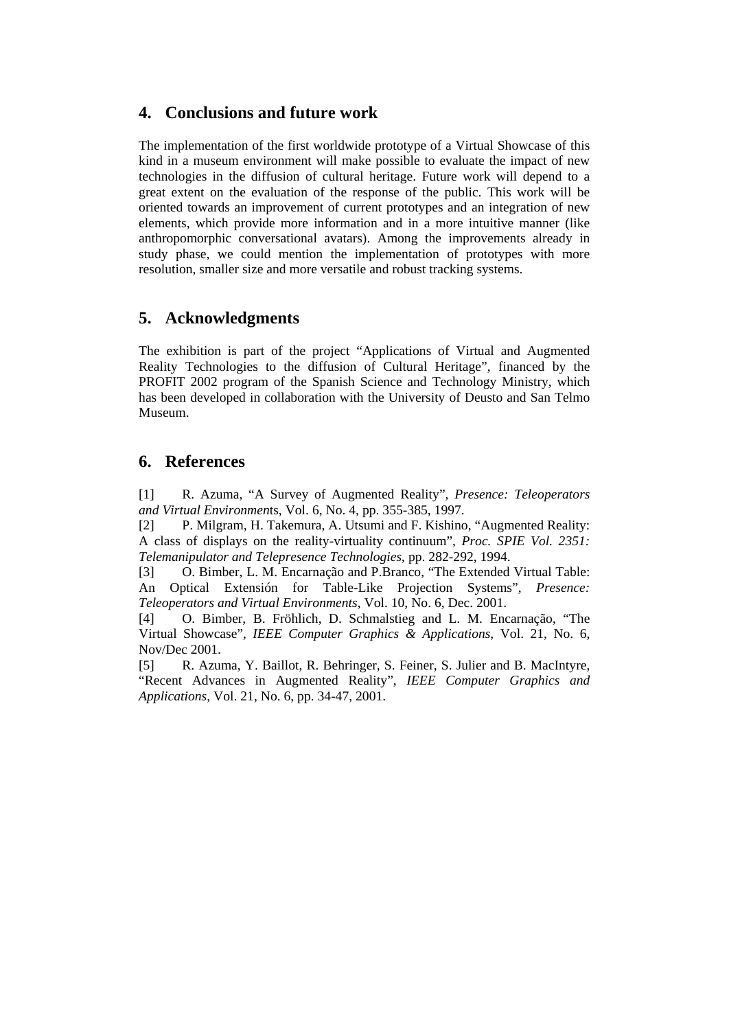## 4. Conclusions and future work

The implementation of the first worldwide prototype of a Virtual Showcase of this kind in a museum environment will make possible to evaluate the impact of new technologies in the diffusion of cultural heritage. Future work will depend to a great extent on the evaluation of the response of the public. This work will be oriented towards an improvement of current prototypes and an integration of new elements, which provide more information and in a more intuitive manner (like anthropomorphic conversational avatars). Among the improvements already in study phase, we could mention the implementation of prototypes with more resolution, smaller size and more versatile and robust tracking systems.

## 5. Acknowledgments

The exhibition is part of the project "Applications of Virtual and Augmented Reality Technologies to the diffusion of Cultural Heritage", financed by the PROFIT 2002 program of the Spanish Science and Technology Ministry, which has been developed in collaboration with the University of Deusto and San Telmo Museum.

## 6. References

[1] R. Azuma, "A Survey of Augmented Reality", *Presence: Teleoperators and Virtual Environment*s, Vol. 6, No. 4, pp. 355-385, 1997.

[2] P. Milgram, H. Takemura, A. Utsumi and F. Kishino, "Augmented Reality: A class of displays on the reality-virtuality continuum", *Proc. SPIE Vol. 2351: Telemanipulator and Telepresence Technologies*, pp. 282-292, 1994.

[3] O. Bimber, L. M. Encarnação and P.Branco, "The Extended Virtual Table: An Optical Extensión for Table-Like Projection Systems", *Presence: Teleoperators and Virtual Environments*, Vol. 10, No. 6, Dec. 2001.

[4] O. Bimber, B. Fröhlich, D. Schmalstieg and L. M. Encarnação, "The Virtual Showcase", *IEEE Computer Graphics & Applications*, Vol. 21, No. 6, Nov/Dec 2001.

[5] R. Azuma, Y. Baillot, R. Behringer, S. Feiner, S. Julier and B. MacIntyre, "Recent Advances in Augmented Reality", *IEEE Computer Graphics and Applications*, Vol. 21, No. 6, pp. 34-47, 2001.